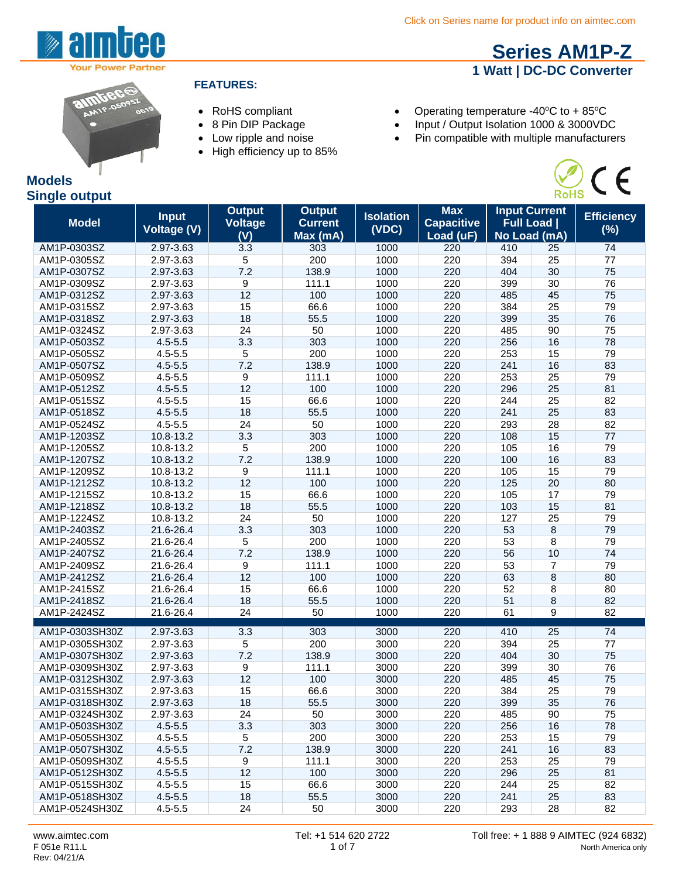Click on Series name for product info on aimtec.com

# Series AM1P-Z

## 1 Watt | DC-DC Converter

### FEATURES:

- RoHS compliant
- 8 Pin DIP Package
- Low ripple and noise
- High efficiency up to 85%
- Operating temperature -40ºC to + 85ºC
- Input / Output Isolation 1000 & 3000VDC
- Pin compatible with multiple manufacturers

## Models

### Single output

| Model | Input Voltage (V) | Output Voltage (V) | Output Current Max (mA) | Isolation (VDC) | Max Capacitive Load (uF) | Input Current Full Load \| | No Load (mA) | Efficiency (%) |
|---|---|---|---|---|---|---|---|---|
| AM1P-0303SZ | 2.97-3.63 | 3.3 | 303 | 1000 | 220 | 410 | 25 | 74 |
| AM1P-0305SZ | 2.97-3.63 | 5 | 200 | 1000 | 220 | 394 | 25 | 77 |
| AM1P-0307SZ | 2.97-3.63 | 7.2 | 138.9 | 1000 | 220 | 404 | 30 | 75 |
| AM1P-0309SZ | 2.97-3.63 | 9 | 111.1 | 1000 | 220 | 399 | 30 | 76 |
| AM1P-0312SZ | 2.97-3.63 | 12 | 100 | 1000 | 220 | 485 | 45 | 75 |
| AM1P-0315SZ | 2.97-3.63 | 15 | 66.6 | 1000 | 220 | 384 | 25 | 79 |
| AM1P-0318SZ | 2.97-3.63 | 18 | 55.5 | 1000 | 220 | 399 | 35 | 76 |
| AM1P-0324SZ | 2.97-3.63 | 24 | 50 | 1000 | 220 | 485 | 90 | 75 |
| AM1P-0503SZ | 4.5-5.5 | 3.3 | 303 | 1000 | 220 | 256 | 16 | 78 |
| AM1P-0505SZ | 4.5-5.5 | 5 | 200 | 1000 | 220 | 253 | 15 | 79 |
| AM1P-0507SZ | 4.5-5.5 | 7.2 | 138.9 | 1000 | 220 | 241 | 16 | 83 |
| AM1P-0509SZ | 4.5-5.5 | 9 | 111.1 | 1000 | 220 | 253 | 25 | 79 |
| AM1P-0512SZ | 4.5-5.5 | 12 | 100 | 1000 | 220 | 296 | 25 | 81 |
| AM1P-0515SZ | 4.5-5.5 | 15 | 66.6 | 1000 | 220 | 244 | 25 | 82 |
| AM1P-0518SZ | 4.5-5.5 | 18 | 55.5 | 1000 | 220 | 241 | 25 | 83 |
| AM1P-0524SZ | 4.5-5.5 | 24 | 50 | 1000 | 220 | 293 | 28 | 82 |
| AM1P-1203SZ | 10.8-13.2 | 3.3 | 303 | 1000 | 220 | 108 | 15 | 77 |
| AM1P-1205SZ | 10.8-13.2 | 5 | 200 | 1000 | 220 | 105 | 16 | 79 |
| AM1P-1207SZ | 10.8-13.2 | 7.2 | 138.9 | 1000 | 220 | 100 | 16 | 83 |
| AM1P-1209SZ | 10.8-13.2 | 9 | 111.1 | 1000 | 220 | 105 | 15 | 79 |
| AM1P-1212SZ | 10.8-13.2 | 12 | 100 | 1000 | 220 | 125 | 20 | 80 |
| AM1P-1215SZ | 10.8-13.2 | 15 | 66.6 | 1000 | 220 | 105 | 17 | 79 |
| AM1P-1218SZ | 10.8-13.2 | 18 | 55.5 | 1000 | 220 | 103 | 15 | 81 |
| AM1P-1224SZ | 10.8-13.2 | 24 | 50 | 1000 | 220 | 127 | 25 | 79 |
| AM1P-2403SZ | 21.6-26.4 | 3.3 | 303 | 1000 | 220 | 53 | 8 | 79 |
| AM1P-2405SZ | 21.6-26.4 | 5 | 200 | 1000 | 220 | 53 | 8 | 79 |
| AM1P-2407SZ | 21.6-26.4 | 7.2 | 138.9 | 1000 | 220 | 56 | 10 | 74 |
| AM1P-2409SZ | 21.6-26.4 | 9 | 111.1 | 1000 | 220 | 53 | 7 | 79 |
| AM1P-2412SZ | 21.6-26.4 | 12 | 100 | 1000 | 220 | 63 | 8 | 80 |
| AM1P-2415SZ | 21.6-26.4 | 15 | 66.6 | 1000 | 220 | 52 | 8 | 80 |
| AM1P-2418SZ | 21.6-26.4 | 18 | 55.5 | 1000 | 220 | 51 | 8 | 82 |
| AM1P-2424SZ | 21.6-26.4 | 24 | 50 | 1000 | 220 | 61 | 9 | 82 |
| AM1P-0303SH30Z | 2.97-3.63 | 3.3 | 303 | 3000 | 220 | 410 | 25 | 74 |
| AM1P-0305SH30Z | 2.97-3.63 | 5 | 200 | 3000 | 220 | 394 | 25 | 77 |
| AM1P-0307SH30Z | 2.97-3.63 | 7.2 | 138.9 | 3000 | 220 | 404 | 30 | 75 |
| AM1P-0309SH30Z | 2.97-3.63 | 9 | 111.1 | 3000 | 220 | 399 | 30 | 76 |
| AM1P-0312SH30Z | 2.97-3.63 | 12 | 100 | 3000 | 220 | 485 | 45 | 75 |
| AM1P-0315SH30Z | 2.97-3.63 | 15 | 66.6 | 3000 | 220 | 384 | 25 | 79 |
| AM1P-0318SH30Z | 2.97-3.63 | 18 | 55.5 | 3000 | 220 | 399 | 35 | 76 |
| AM1P-0324SH30Z | 2.97-3.63 | 24 | 50 | 3000 | 220 | 485 | 90 | 75 |
| AM1P-0503SH30Z | 4.5-5.5 | 3.3 | 303 | 3000 | 220 | 256 | 16 | 78 |
| AM1P-0505SH30Z | 4.5-5.5 | 5 | 200 | 3000 | 220 | 253 | 15 | 79 |
| AM1P-0507SH30Z | 4.5-5.5 | 7.2 | 138.9 | 3000 | 220 | 241 | 16 | 83 |
| AM1P-0509SH30Z | 4.5-5.5 | 9 | 111.1 | 3000 | 220 | 253 | 25 | 79 |
| AM1P-0512SH30Z | 4.5-5.5 | 12 | 100 | 3000 | 220 | 296 | 25 | 81 |
| AM1P-0515SH30Z | 4.5-5.5 | 15 | 66.6 | 3000 | 220 | 244 | 25 | 82 |
| AM1P-0518SH30Z | 4.5-5.5 | 18 | 55.5 | 3000 | 220 | 241 | 25 | 83 |
| AM1P-0524SH30Z | 4.5-5.5 | 24 | 50 | 3000 | 220 | 293 | 28 | 82 |

www.aimtec.com
F 051e R11.L
Rev: 04/21/A

Tel: +1 514 620 2722

Toll free: + 1 888 9 AIMTEC (924 6832)
North America only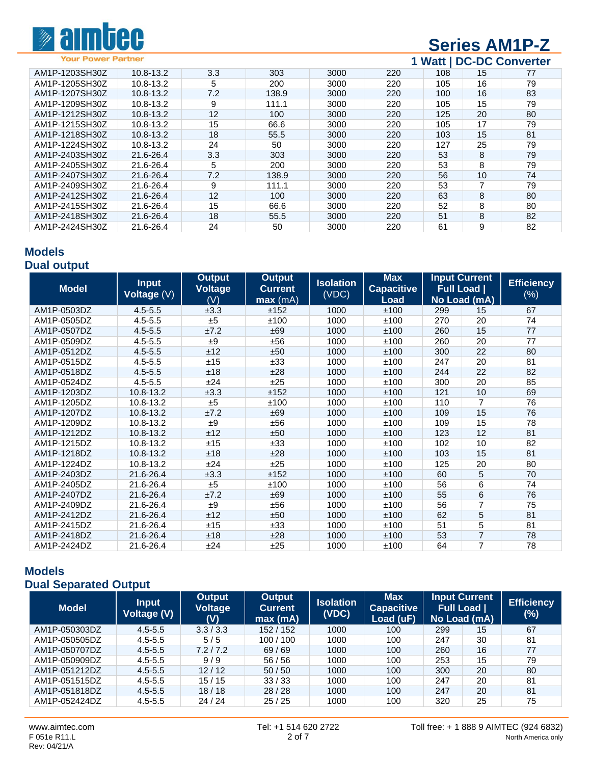| AM1P-1203SH30Z | 10.8-13.2 | 3.3 | 303 | 3000 | 220 | 108 | 15 | 77 |
|---|---|---|---|---|---|---|---|---|
| AM1P-1205SH30Z | 10.8-13.2 | 5 | 200 | 3000 | 220 | 105 | 16 | 79 |
| AM1P-1207SH30Z | 10.8-13.2 | 7.2 | 138.9 | 3000 | 220 | 100 | 16 | 83 |
| AM1P-1209SH30Z | 10.8-13.2 | 9 | 111.1 | 3000 | 220 | 105 | 15 | 79 |
| AM1P-1212SH30Z | 10.8-13.2 | 12 | 100 | 3000 | 220 | 125 | 20 | 80 |
| AM1P-1215SH30Z | 10.8-13.2 | 15 | 66.6 | 3000 | 220 | 105 | 17 | 79 |
| AM1P-1218SH30Z | 10.8-13.2 | 18 | 55.5 | 3000 | 220 | 103 | 15 | 81 |
| AM1P-1224SH30Z | 10.8-13.2 | 24 | 50 | 3000 | 220 | 127 | 25 | 79 |
| AM1P-2403SH30Z | 21.6-26.4 | 3.3 | 303 | 3000 | 220 | 53 | 8 | 79 |
| AM1P-2405SH30Z | 21.6-26.4 | 5 | 200 | 3000 | 220 | 53 | 8 | 79 |
| AM1P-2407SH30Z | 21.6-26.4 | 7.2 | 138.9 | 3000 | 220 | 56 | 10 | 74 |
| AM1P-2409SH30Z | 21.6-26.4 | 9 | 111.1 | 3000 | 220 | 53 | 7 | 79 |
| AM1P-2412SH30Z | 21.6-26.4 | 12 | 100 | 3000 | 220 | 63 | 8 | 80 |
| AM1P-2415SH30Z | 21.6-26.4 | 15 | 66.6 | 3000 | 220 | 52 | 8 | 80 |
| AM1P-2418SH30Z | 21.6-26.4 | 18 | 55.5 | 3000 | 220 | 51 | 8 | 82 |
| AM1P-2424SH30Z | 21.6-26.4 | 24 | 50 | 3000 | 220 | 61 | 9 | 82 |

## Models
## Dual output

| Model | Input Voltage (V) | Output Voltage (V) | Output Current max (mA) | Isolation (VDC) | Max Capacitive Load | Input Current Full Load \| No Load (mA) | | Efficiency (%) |
|---|---|---|---|---|---|---|---|---|
| AM1P-0503DZ | 4.5-5.5 | ±3.3 | ±152 | 1000 | ±100 | 299 | 15 | 67 |
| AM1P-0505DZ | 4.5-5.5 | ±5 | ±100 | 1000 | ±100 | 270 | 20 | 74 |
| AM1P-0507DZ | 4.5-5.5 | ±7.2 | ±69 | 1000 | ±100 | 260 | 15 | 77 |
| AM1P-0509DZ | 4.5-5.5 | ±9 | ±56 | 1000 | ±100 | 260 | 20 | 77 |
| AM1P-0512DZ | 4.5-5.5 | ±12 | ±50 | 1000 | ±100 | 300 | 22 | 80 |
| AM1P-0515DZ | 4.5-5.5 | ±15 | ±33 | 1000 | ±100 | 247 | 20 | 81 |
| AM1P-0518DZ | 4.5-5.5 | ±18 | ±28 | 1000 | ±100 | 244 | 22 | 82 |
| AM1P-0524DZ | 4.5-5.5 | ±24 | ±25 | 1000 | ±100 | 300 | 20 | 85 |
| AM1P-1203DZ | 10.8-13.2 | ±3.3 | ±152 | 1000 | ±100 | 121 | 10 | 69 |
| AM1P-1205DZ | 10.8-13.2 | ±5 | ±100 | 1000 | ±100 | 110 | 7 | 76 |
| AM1P-1207DZ | 10.8-13.2 | ±7.2 | ±69 | 1000 | ±100 | 109 | 15 | 76 |
| AM1P-1209DZ | 10.8-13.2 | ±9 | ±56 | 1000 | ±100 | 109 | 15 | 78 |
| AM1P-1212DZ | 10.8-13.2 | ±12 | ±50 | 1000 | ±100 | 123 | 12 | 81 |
| AM1P-1215DZ | 10.8-13.2 | ±15 | ±33 | 1000 | ±100 | 102 | 10 | 82 |
| AM1P-1218DZ | 10.8-13.2 | ±18 | ±28 | 1000 | ±100 | 103 | 15 | 81 |
| AM1P-1224DZ | 10.8-13.2 | ±24 | ±25 | 1000 | ±100 | 125 | 20 | 80 |
| AM1P-2403DZ | 21.6-26.4 | ±3.3 | ±152 | 1000 | ±100 | 60 | 5 | 70 |
| AM1P-2405DZ | 21.6-26.4 | ±5 | ±100 | 1000 | ±100 | 56 | 6 | 74 |
| AM1P-2407DZ | 21.6-26.4 | ±7.2 | ±69 | 1000 | ±100 | 55 | 6 | 76 |
| AM1P-2409DZ | 21.6-26.4 | ±9 | ±56 | 1000 | ±100 | 56 | 7 | 75 |
| AM1P-2412DZ | 21.6-26.4 | ±12 | ±50 | 1000 | ±100 | 62 | 5 | 81 |
| AM1P-2415DZ | 21.6-26.4 | ±15 | ±33 | 1000 | ±100 | 51 | 5 | 81 |
| AM1P-2418DZ | 21.6-26.4 | ±18 | ±28 | 1000 | ±100 | 53 | 7 | 78 |
| AM1P-2424DZ | 21.6-26.4 | ±24 | ±25 | 1000 | ±100 | 64 | 7 | 78 |

## Models
## Dual Separated Output

| Model | Input Voltage (V) | Output Voltage (V) | Output Current max (mA) | Isolation (VDC) | Max Capacitive Load (uF) | Input Current Full Load \| No Load (mA) | | Efficiency (%) |
|---|---|---|---|---|---|---|---|---|
| AM1P-050303DZ | 4.5-5.5 | 3.3 / 3.3 | 152 / 152 | 1000 | 100 | 299 | 15 | 67 |
| AM1P-050505DZ | 4.5-5.5 | 5 / 5 | 100 / 100 | 1000 | 100 | 247 | 30 | 81 |
| AM1P-050707DZ | 4.5-5.5 | 7.2 / 7.2 | 69 / 69 | 1000 | 100 | 260 | 16 | 77 |
| AM1P-050909DZ | 4.5-5.5 | 9 / 9 | 56 / 56 | 1000 | 100 | 253 | 15 | 79 |
| AM1P-051212DZ | 4.5-5.5 | 12 / 12 | 50 / 50 | 1000 | 100 | 300 | 20 | 80 |
| AM1P-051515DZ | 4.5-5.5 | 15 / 15 | 33 / 33 | 1000 | 100 | 247 | 20 | 81 |
| AM1P-051818DZ | 4.5-5.5 | 18 / 18 | 28 / 28 | 1000 | 100 | 247 | 20 | 81 |
| AM1P-052424DZ | 4.5-5.5 | 24 / 24 | 25 / 25 | 1000 | 100 | 320 | 25 | 75 |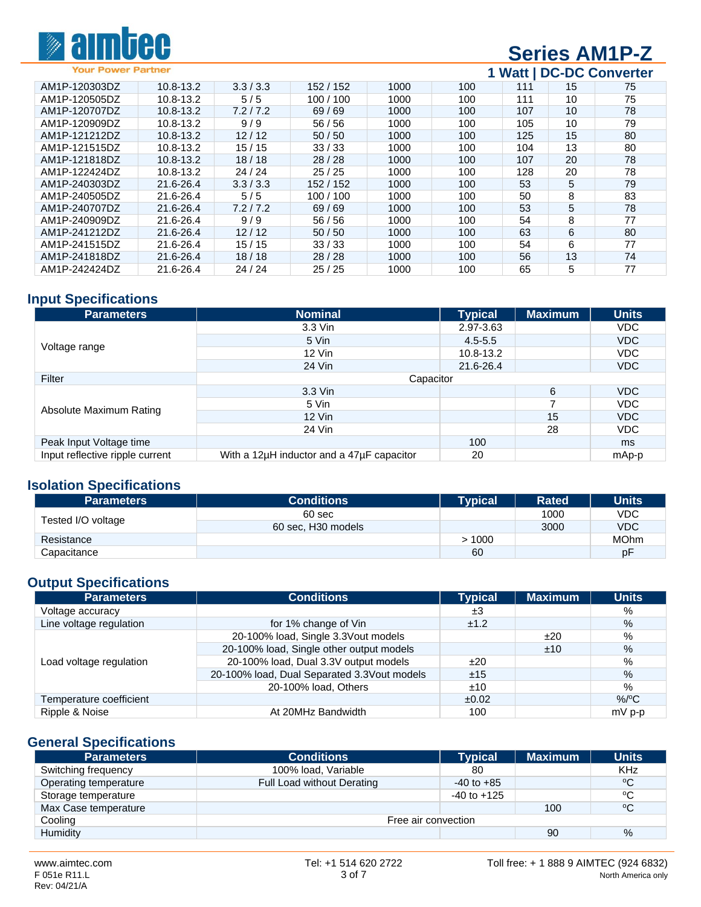| | | | | | | | | |
|---|---|---|---|---|---|---|---|---|
| AM1P-120303DZ | 10.8-13.2 | 3.3 / 3.3 | 152 / 152 | 1000 | 100 | 111 | 15 | 75 |
| AM1P-120505DZ | 10.8-13.2 | 5 / 5 | 100 / 100 | 1000 | 100 | 111 | 10 | 75 |
| AM1P-120707DZ | 10.8-13.2 | 7.2 / 7.2 | 69 / 69 | 1000 | 100 | 107 | 10 | 78 |
| AM1P-120909DZ | 10.8-13.2 | 9 / 9 | 56 / 56 | 1000 | 100 | 105 | 10 | 79 |
| AM1P-121212DZ | 10.8-13.2 | 12 / 12 | 50 / 50 | 1000 | 100 | 125 | 15 | 80 |
| AM1P-121515DZ | 10.8-13.2 | 15 / 15 | 33 / 33 | 1000 | 100 | 104 | 13 | 80 |
| AM1P-121818DZ | 10.8-13.2 | 18 / 18 | 28 / 28 | 1000 | 100 | 107 | 20 | 78 |
| AM1P-122424DZ | 10.8-13.2 | 24 / 24 | 25 / 25 | 1000 | 100 | 128 | 20 | 78 |
| AM1P-240303DZ | 21.6-26.4 | 3.3 / 3.3 | 152 / 152 | 1000 | 100 | 53 | 5 | 79 |
| AM1P-240505DZ | 21.6-26.4 | 5 / 5 | 100 / 100 | 1000 | 100 | 50 | 8 | 83 |
| AM1P-240707DZ | 21.6-26.4 | 7.2 / 7.2 | 69 / 69 | 1000 | 100 | 53 | 5 | 78 |
| AM1P-240909DZ | 21.6-26.4 | 9 / 9 | 56 / 56 | 1000 | 100 | 54 | 8 | 77 |
| AM1P-241212DZ | 21.6-26.4 | 12 / 12 | 50 / 50 | 1000 | 100 | 63 | 6 | 80 |
| AM1P-241515DZ | 21.6-26.4 | 15 / 15 | 33 / 33 | 1000 | 100 | 54 | 6 | 77 |
| AM1P-241818DZ | 21.6-26.4 | 18 / 18 | 28 / 28 | 1000 | 100 | 56 | 13 | 74 |
| AM1P-242424DZ | 21.6-26.4 | 24 / 24 | 25 / 25 | 1000 | 100 | 65 | 5 | 77 |

## Input Specifications

| Parameters | Nominal | Typical | Maximum | Units |
|---|---|---|---|---|
| Voltage range | 3.3 Vin | 2.97-3.63 | | VDC |
| | 5 Vin | 4.5-5.5 | | VDC |
| | 12 Vin | 10.8-13.2 | | VDC |
| | 24 Vin | 21.6-26.4 | | VDC |
| Filter | Capacitor | | | |
| Absolute Maximum Rating | 3.3 Vin | | 6 | VDC |
| | 5 Vin | | 7 | VDC |
| | 12 Vin | | 15 | VDC |
| | 24 Vin | | 28 | VDC |
| Peak Input Voltage time | | 100 | | ms |
| Input reflective ripple current | With a 12µH inductor and a 47µF capacitor | 20 | | mAp-p |

## Isolation Specifications

| Parameters | Conditions | Typical | Rated | Units |
|---|---|---|---|---|
| Tested I/O voltage | 60 sec | | 1000 | VDC |
| | 60 sec, H30 models | | 3000 | VDC |
| Resistance | | > 1000 | | MOhm |
| Capacitance | | 60 | | pF |

## Output Specifications

| Parameters | Conditions | Typical | Maximum | Units |
|---|---|---|---|---|
| Voltage accuracy | | ±3 | | % |
| Line voltage regulation | for 1% change of Vin | ±1.2 | | % |
| Load voltage regulation | 20-100% load, Single 3.3Vout models | | ±20 | % |
| | 20-100% load, Single other output models | | ±10 | % |
| | 20-100% load, Dual 3.3V output models | ±20 | | % |
| | 20-100% load, Dual Separated 3.3Vout models | ±15 | | % |
| | 20-100% load, Others | ±10 | | % |
| Temperature coefficient | | ±0.02 | | %/ºC |
| Ripple & Noise | At 20MHz Bandwidth | 100 | | mV p-p |

## General Specifications

| Parameters | Conditions | Typical | Maximum | Units |
|---|---|---|---|---|
| Switching frequency | 100% load, Variable | 80 | | KHz |
| Operating temperature | Full Load without Derating | -40 to +85 | | ºC |
| Storage temperature | | -40 to +125 | | ºC |
| Max Case temperature | | | 100 | ºC |
| Cooling | Free air convection | | | |
| Humidity | | | 90 | % |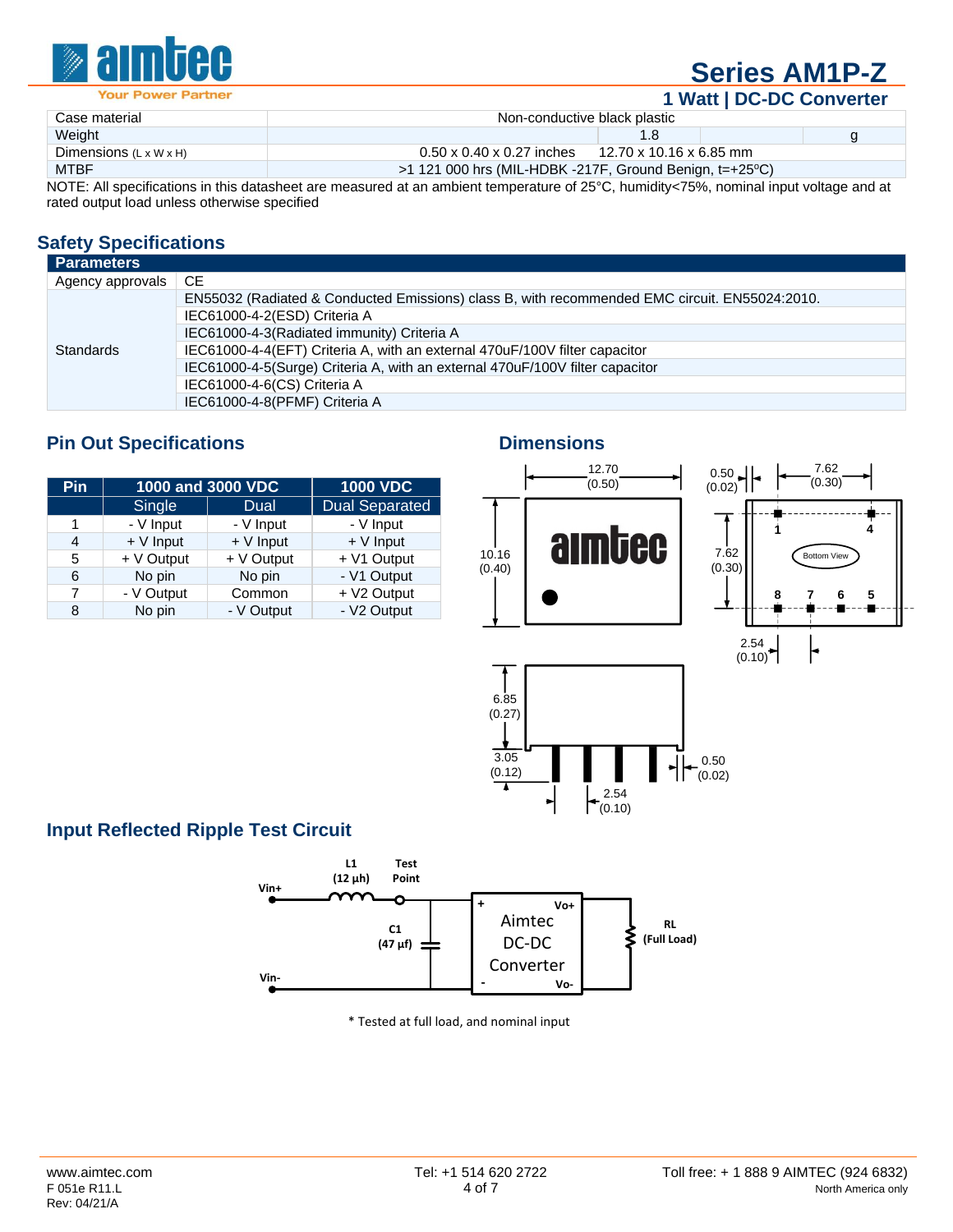| Case material | Non-conductive black plastic | | |
|---|---|---|---|
| Weight | 1.8 | | g |
| Dimensions (L x W x H) | 0.50 x 0.40 x 0.27 inches 12.70 x 10.16 x 6.85 mm | | |
| MTBF | >1 121 000 hrs (MIL-HDBK -217F, Ground Benign, t=+25ºC) | | |

NOTE: All specifications in this datasheet are measured at an ambient temperature of 25°C, humidity<75%, nominal input voltage and at rated output load unless otherwise specified

## Safety Specifications

| Parameters | |
|---|---|
| Agency approvals | CE |
| Standards | EN55032 (Radiated & Conducted Emissions) class B, with recommended EMC circuit. EN55024:2010. |
| | IEC61000-4-2(ESD) Criteria A |
| | IEC61000-4-3(Radiated immunity) Criteria A |
| | IEC61000-4-4(EFT) Criteria A, with an external 470uF/100V filter capacitor |
| | IEC61000-4-5(Surge) Criteria A, with an external 470uF/100V filter capacitor |
| | IEC61000-4-6(CS) Criteria A |
| | IEC61000-4-8(PFMF) Criteria A |

## Pin Out Specifications

| Pin | 1000 and 3000 VDC | | 1000 VDC |
|---|---|---|---|
| | Single | Dual | Dual Separated |
| 1 | - V Input | - V Input | - V Input |
| 4 | + V Input | + V Input | + V Input |
| 5 | + V Output | + V Output | + V1 Output |
| 6 | No pin | No pin | - V1 Output |
| 7 | - V Output | Common | + V2 Output |
| 8 | No pin | - V Output | - V2 Output |

## Dimensions

12.70 (0.50); 10.16 (0.40); 0.50 (0.02); 7.62 (0.30); 7.62 (0.30); Bottom View; pins 1, 4, 8, 7, 6, 5; 2.54 (0.10); 6.85 (0.27); 3.05 (0.12); 0.50 (0.02); 2.54 (0.10)

## Input Reflected Ripple Test Circuit

Vin+, L1 (12 µh), Test Point, C1 (47 µf), Vin-, Aimtec DC-DC Converter, Vo+, Vo-, RL (Full Load)

* Tested at full load, and nominal input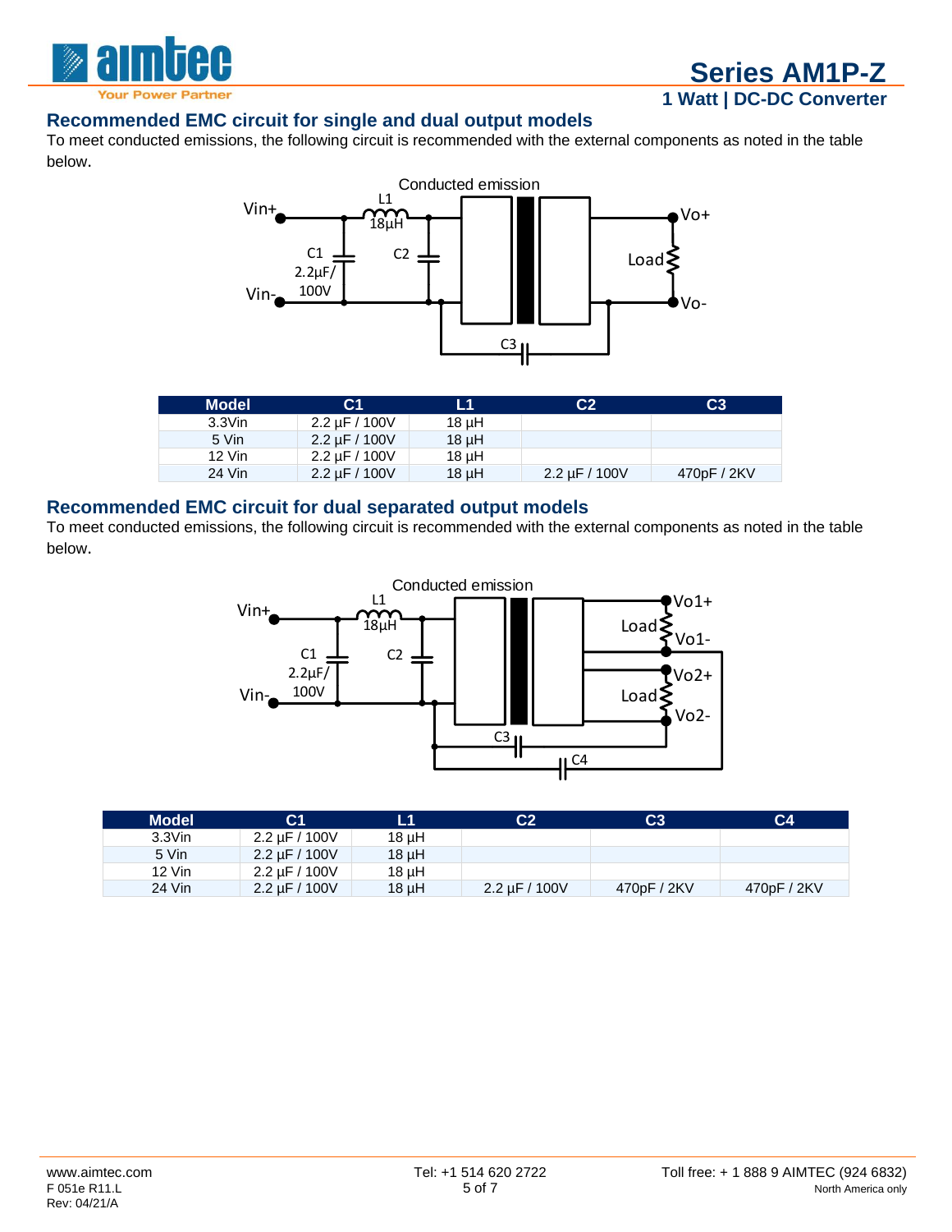## Recommended EMC circuit for single and dual output models

To meet conducted emissions, the following circuit is recommended with the external components as noted in the table below.

| Model | C1 | L1 | C2 | C3 |
|---|---|---|---|---|
| 3.3Vin | 2.2 µF / 100V | 18 µH | | |
| 5 Vin | 2.2 µF / 100V | 18 µH | | |
| 12 Vin | 2.2 µF / 100V | 18 µH | | |
| 24 Vin | 2.2 µF / 100V | 18 µH | 2.2 µF / 100V | 470pF / 2KV |

## Recommended EMC circuit for dual separated output models

To meet conducted emissions, the following circuit is recommended with the external components as noted in the table below.

| Model | C1 | L1 | C2 | C3 | C4 |
|---|---|---|---|---|---|
| 3.3Vin | 2.2 µF / 100V | 18 µH | | | |
| 5 Vin | 2.2 µF / 100V | 18 µH | | | |
| 12 Vin | 2.2 µF / 100V | 18 µH | | | |
| 24 Vin | 2.2 µF / 100V | 18 µH | 2.2 µF / 100V | 470pF / 2KV | 470pF / 2KV |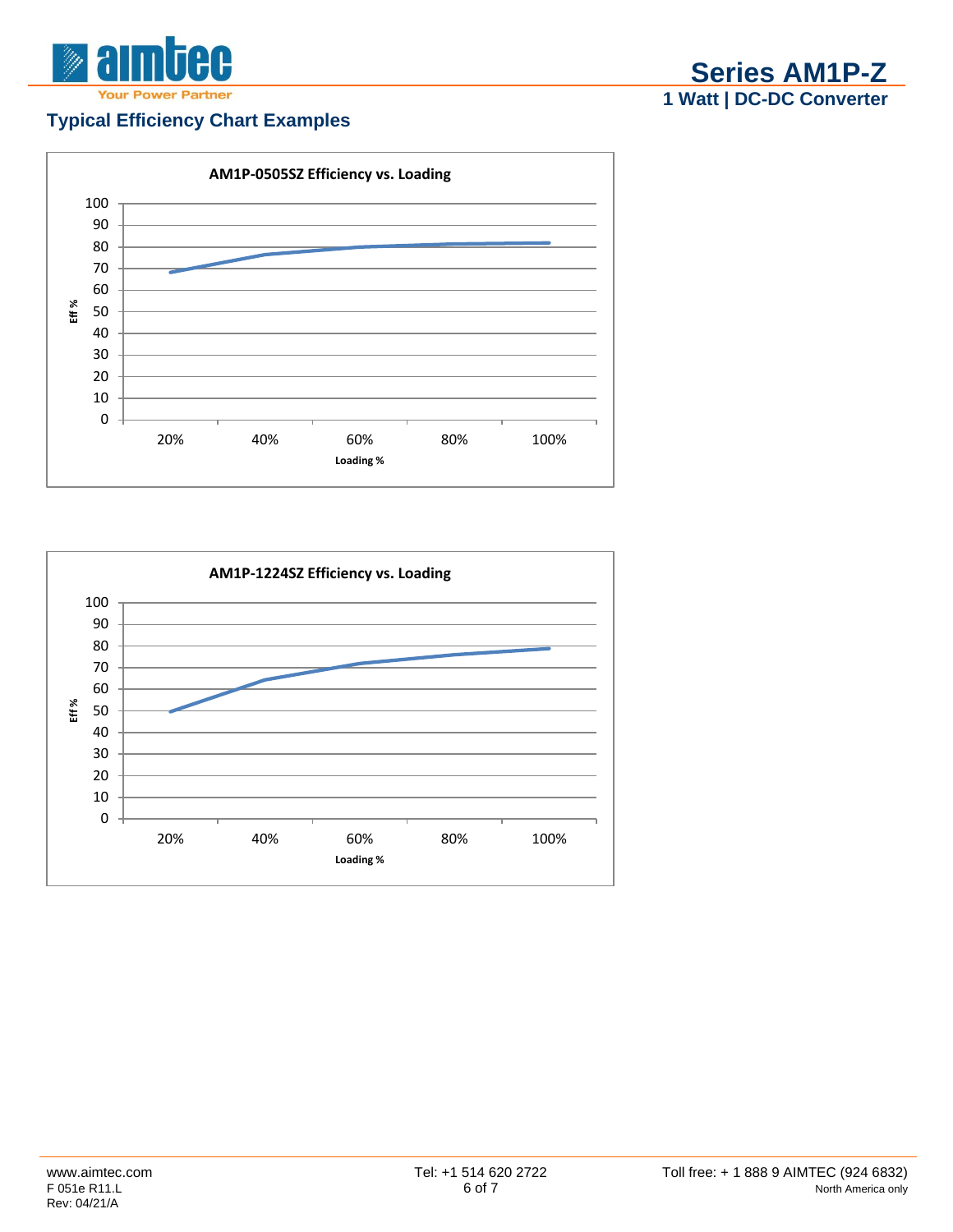## Typical Efficiency Chart Examples

**AM1P-0505SZ Efficiency vs. Loading**

**AM1P-1224SZ Efficiency vs. Loading**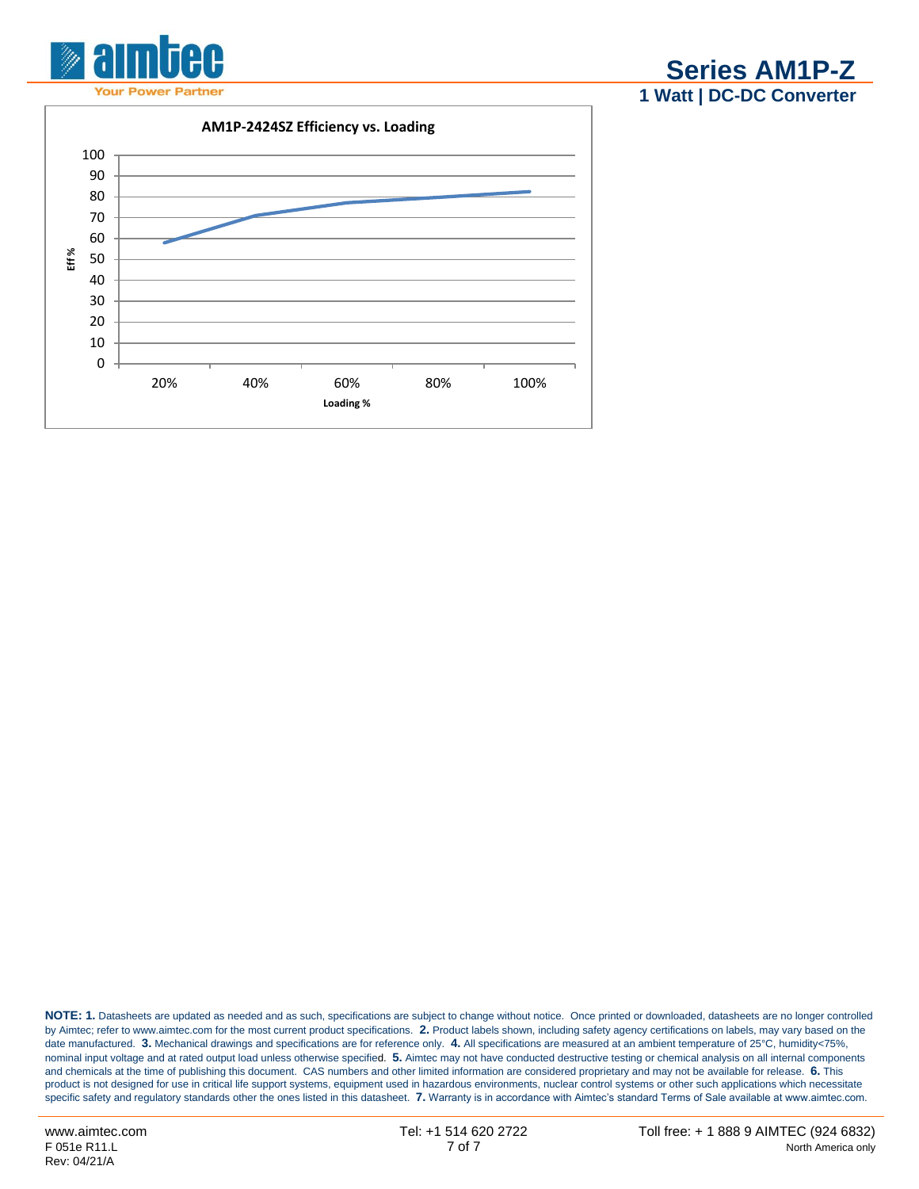AM1P-2424SZ Efficiency vs. Loading

100
90
80
70
60
50
40
30
20
10
0

Eff %

20%
40%
60%
80%
100%

Loading %

**NOTE: 1.** Datasheets are updated as needed and as such, specifications are subject to change without notice. Once printed or downloaded, datasheets are no longer controlled by Aimtec; refer to www.aimtec.com for the most current product specifications. **2.** Product labels shown, including safety agency certifications on labels, may vary based on the date manufactured. **3.** Mechanical drawings and specifications are for reference only. **4.** All specifications are measured at an ambient temperature of 25°C, humidity<75%, nominal input voltage and at rated output load unless otherwise specified. **5.** Aimtec may not have conducted destructive testing or chemical analysis on all internal components and chemicals at the time of publishing this document. CAS numbers and other limited information are considered proprietary and may not be available for release. **6.** This product is not designed for use in critical life support systems, equipment used in hazardous environments, nuclear control systems or other such applications which necessitate specific safety and regulatory standards other the ones listed in this datasheet. **7.** Warranty is in accordance with Aimtec's standard Terms of Sale available at www.aimtec.com.